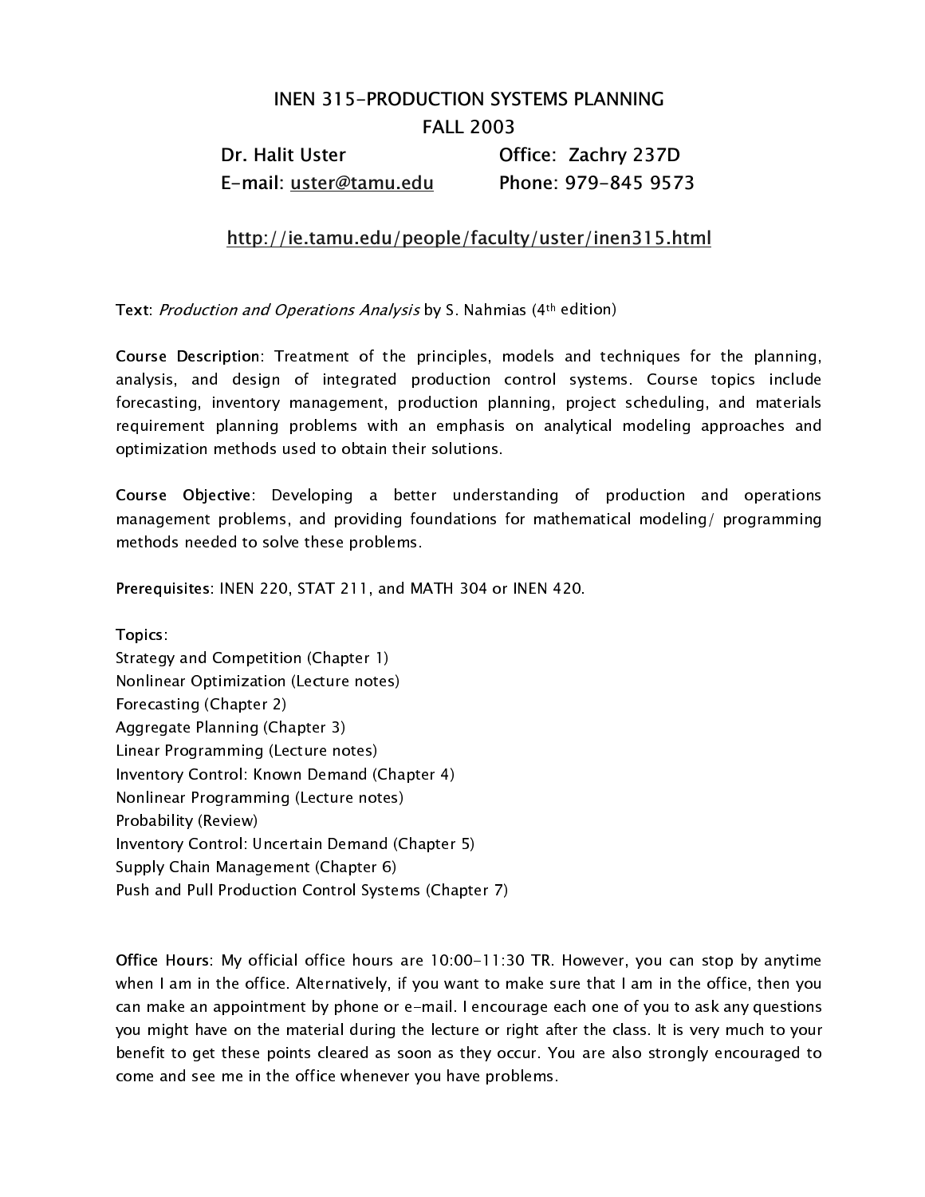# INEN 315-PRODUCTION SYSTEMS PLANNING

## FALL 2003

**Dr. Halit Uster** — Office: Zachry 237D

E-mail: uster@tamu.edu — Phone: 979-845 9573

http://ie.tamu.edu/people/faculty/uster/inen315.html

**Text**: *Production and Operations Analysis* by S. Nahmias (4th edition)

**Course Description**: Treatment of the principles, models and techniques for the planning, analysis, and design of integrated production control systems. Course topics include forecasting, inventory management, production planning, project scheduling, and materials requirement planning problems with an emphasis on analytical modeling approaches and optimization methods used to obtain their solutions.

**Course Objective**: Developing a better understanding of production and operations management problems, and providing foundations for mathematical modeling/ programming methods needed to solve these problems.

**Prerequisites**: INEN 220, STAT 211, and MATH 304 or INEN 420.

**Topics**:

Strategy and Competition (Chapter 1)
Nonlinear Optimization (Lecture notes)
Forecasting (Chapter 2)
Aggregate Planning (Chapter 3)
Linear Programming (Lecture notes)
Inventory Control: Known Demand (Chapter 4)
Nonlinear Programming (Lecture notes)
Probability (Review)
Inventory Control: Uncertain Demand (Chapter 5)
Supply Chain Management (Chapter 6)
Push and Pull Production Control Systems (Chapter 7)

**Office Hours**: My official office hours are 10:00-11:30 TR. However, you can stop by anytime when I am in the office. Alternatively, if you want to make sure that I am in the office, then you can make an appointment by phone or e-mail. I encourage each one of you to ask any questions you might have on the material during the lecture or right after the class. It is very much to your benefit to get these points cleared as soon as they occur. You are also strongly encouraged to come and see me in the office whenever you have problems.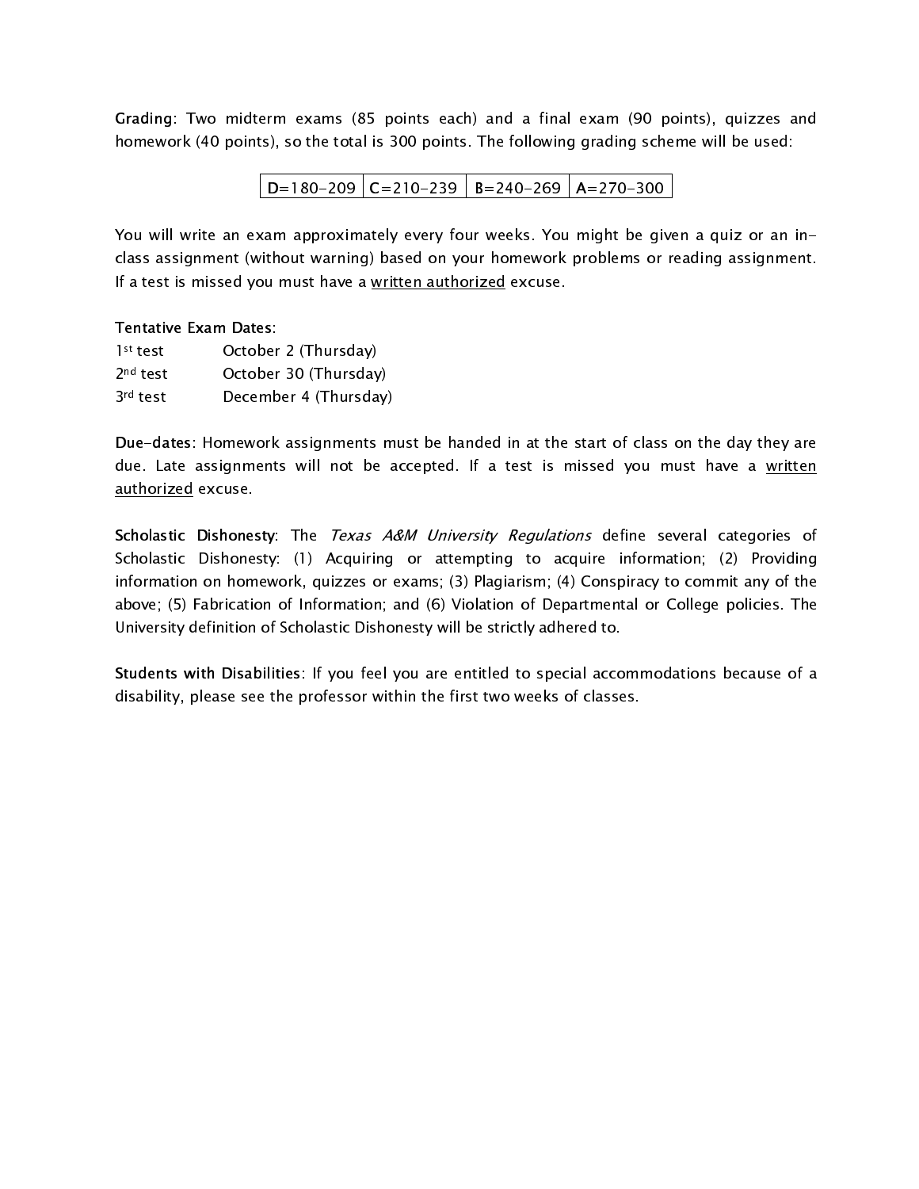**Grading**: Two midterm exams (85 points each) and a final exam (90 points), quizzes and homework (40 points), so the total is 300 points. The following grading scheme will be used:

| | | | |
|---|---|---|---|
| **D**=180-209 | **C**=210-239 | **B**=240-269 | **A**=270-300 |

You will write an exam approximately every four weeks. You might be given a quiz or an in-class assignment (without warning) based on your homework problems or reading assignment. If a test is missed you must have a <u>written authorized</u> excuse.

**Tentative Exam Dates**:

1st test October 2 (Thursday)
2nd test October 30 (Thursday)
3rd test December 4 (Thursday)

**Due-dates**: Homework assignments must be handed in at the start of class on the day they are due. Late assignments will not be accepted. If a test is missed you must have a <u>written authorized</u> excuse.

**Scholastic Dishonesty**: The *Texas A&M University Regulations* define several categories of Scholastic Dishonesty: (1) Acquiring or attempting to acquire information; (2) Providing information on homework, quizzes or exams; (3) Plagiarism; (4) Conspiracy to commit any of the above; (5) Fabrication of Information; and (6) Violation of Departmental or College policies. The University definition of Scholastic Dishonesty will be strictly adhered to.

**Students with Disabilities**: If you feel you are entitled to special accommodations because of a disability, please see the professor within the first two weeks of classes.